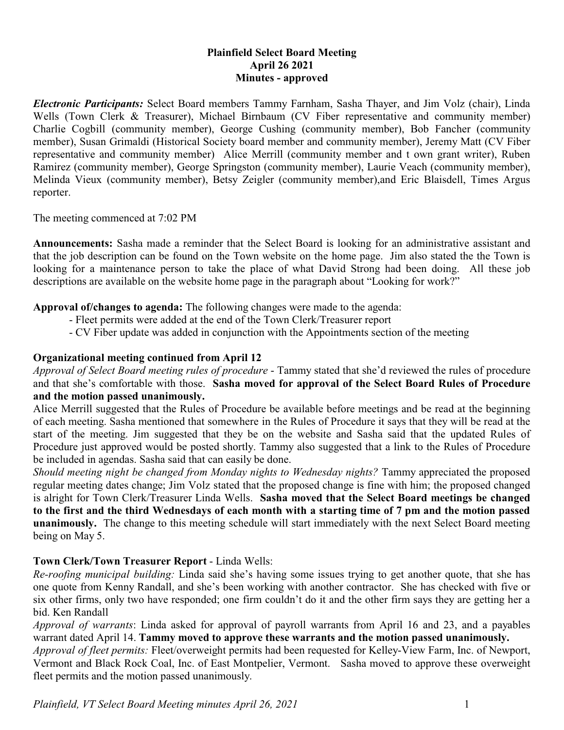**Plainfield Select Board Meeting**
**April 26 2021**
**Minutes - approved**

***Electronic Participants:*** Select Board members Tammy Farnham, Sasha Thayer, and Jim Volz (chair), Linda Wells (Town Clerk & Treasurer), Michael Birnbaum (CV Fiber representative and community member) Charlie Cogbill (community member), George Cushing (community member), Bob Fancher (community member), Susan Grimaldi (Historical Society board member and community member), Jeremy Matt (CV Fiber representative and community member) Alice Merrill (community member and t own grant writer), Ruben Ramirez (community member), George Springston (community member), Laurie Veach (community member), Melinda Vieux (community member), Betsy Zeigler (community member),and Eric Blaisdell, Times Argus reporter.

The meeting commenced at 7:02 PM

**Announcements:** Sasha made a reminder that the Select Board is looking for an administrative assistant and that the job description can be found on the Town website on the home page. Jim also stated the the Town is looking for a maintenance person to take the place of what David Strong had been doing. All these job descriptions are available on the website home page in the paragraph about "Looking for work?"

**Approval of/changes to agenda:** The following changes were made to the agenda:

- Fleet permits were added at the end of the Town Clerk/Treasurer report
- CV Fiber update was added in conjunction with the Appointments section of the meeting

**Organizational meeting continued from April 12**

*Approval of Select Board meeting rules of procedure* - Tammy stated that she'd reviewed the rules of procedure and that she's comfortable with those. **Sasha moved for approval of the Select Board Rules of Procedure and the motion passed unanimously.**

Alice Merrill suggested that the Rules of Procedure be available before meetings and be read at the beginning of each meeting. Sasha mentioned that somewhere in the Rules of Procedure it says that they will be read at the start of the meeting. Jim suggested that they be on the website and Sasha said that the updated Rules of Procedure just approved would be posted shortly. Tammy also suggested that a link to the Rules of Procedure be included in agendas. Sasha said that can easily be done.

*Should meeting night be changed from Monday nights to Wednesday nights?* Tammy appreciated the proposed regular meeting dates change; Jim Volz stated that the proposed change is fine with him; the proposed changed is alright for Town Clerk/Treasurer Linda Wells. **Sasha moved that the Select Board meetings be changed to the first and the third Wednesdays of each month with a starting time of 7 pm and the motion passed unanimously.** The change to this meeting schedule will start immediately with the next Select Board meeting being on May 5.

**Town Clerk/Town Treasurer Report** - Linda Wells:

*Re-roofing municipal building:* Linda said she's having some issues trying to get another quote, that she has one quote from Kenny Randall, and she's been working with another contractor. She has checked with five or six other firms, only two have responded; one firm couldn't do it and the other firm says they are getting her a bid. Ken Randall

*Approval of warrants*: Linda asked for approval of payroll warrants from April 16 and 23, and a payables warrant dated April 14. **Tammy moved to approve these warrants and the motion passed unanimously.**

*Approval of fleet permits:* Fleet/overweight permits had been requested for Kelley-View Farm, Inc. of Newport, Vermont and Black Rock Coal, Inc. of East Montpelier, Vermont. Sasha moved to approve these overweight fleet permits and the motion passed unanimously.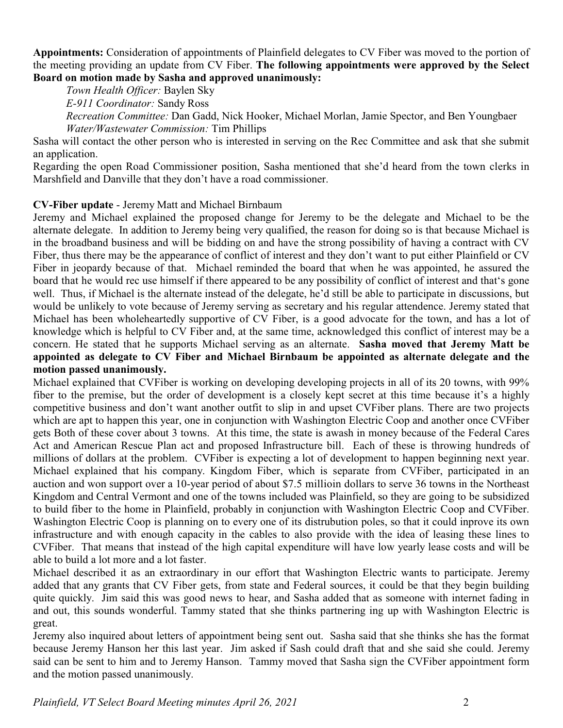**Appointments:** Consideration of appointments of Plainfield delegates to CV Fiber was moved to the portion of the meeting providing an update from CV Fiber. **The following appointments were approved by the Select Board on motion made by Sasha and approved unanimously:**

*Town Health Officer:* Baylen Sky
*E-911 Coordinator:* Sandy Ross
*Recreation Committee:* Dan Gadd, Nick Hooker, Michael Morlan, Jamie Spector, and Ben Youngbaer
*Water/Wastewater Commission:* Tim Phillips

Sasha will contact the other person who is interested in serving on the Rec Committee and ask that she submit an application.

Regarding the open Road Commissioner position, Sasha mentioned that she'd heard from the town clerks in Marshfield and Danville that they don't have a road commissioner.

**CV-Fiber update** - Jeremy Matt and Michael Birnbaum

Jeremy and Michael explained the proposed change for Jeremy to be the delegate and Michael to be the alternate delegate. In addition to Jeremy being very qualified, the reason for doing so is that because Michael is in the broadband business and will be bidding on and have the strong possibility of having a contract with CV Fiber, thus there may be the appearance of conflict of interest and they don't want to put either Plainfield or CV Fiber in jeopardy because of that. Michael reminded the board that when he was appointed, he assured the board that he would rec use himself if there appeared to be any possibility of conflict of interest and that's gone well. Thus, if Michael is the alternate instead of the delegate, he'd still be able to participate in discussions, but would be unlikely to vote because of Jeremy serving as secretary and his regular attendence. Jeremy stated that Michael has been wholeheartedly supportive of CV Fiber, is a good advocate for the town, and has a lot of knowledge which is helpful to CV Fiber and, at the same time, acknowledged this conflict of interest may be a concern. He stated that he supports Michael serving as an alternate. **Sasha moved that Jeremy Matt be appointed as delegate to CV Fiber and Michael Birnbaum be appointed as alternate delegate and the motion passed unanimously.**

Michael explained that CVFiber is working on developing developing projects in all of its 20 towns, with 99% fiber to the premise, but the order of development is a closely kept secret at this time because it's a highly competitive business and don't want another outfit to slip in and upset CVFiber plans. There are two projects which are apt to happen this year, one in conjunction with Washington Electric Coop and another once CVFiber gets Both of these cover about 3 towns. At this time, the state is awash in money because of the Federal Cares Act and American Rescue Plan act and proposed Infrastructure bill. Each of these is throwing hundreds of millions of dollars at the problem. CVFiber is expecting a lot of development to happen beginning next year. Michael explained that his company. Kingdom Fiber, which is separate from CVFiber, participated in an auction and won support over a 10-year period of about $7.5 milliоin dollars to serve 36 towns in the Northeast Kingdom and Central Vermont and one of the towns included was Plainfield, so they are going to be subsidized to build fiber to the home in Plainfield, probably in conjunction with Washington Electric Coop and CVFiber. Washington Electric Coop is planning on to every one of its distrubution poles, so that it could inprove its own infrastructure and with enough capacity in the cables to also provide with the idea of leasing these lines to CVFiber. That means that instead of the high capital expenditure will have low yearly lease costs and will be able to build a lot more and a lot faster.

Michael described it as an extraordinary in our effort that Washington Electric wants to participate. Jeremy added that any grants that CV Fiber gets, from state and Federal sources, it could be that they begin building quite quickly. Jim said this was good news to hear, and Sasha added that as someone with internet fading in and out, this sounds wonderful. Tammy stated that she thinks partnering ing up with Washington Electric is great.

Jeremy also inquired about letters of appointment being sent out. Sasha said that she thinks she has the format because Jeremy Hanson her this last year. Jim asked if Sash could draft that and she said she could. Jeremy said can be sent to him and to Jeremy Hanson. Tammy moved that Sasha sign the CVFiber appointment form and the motion passed unanimously.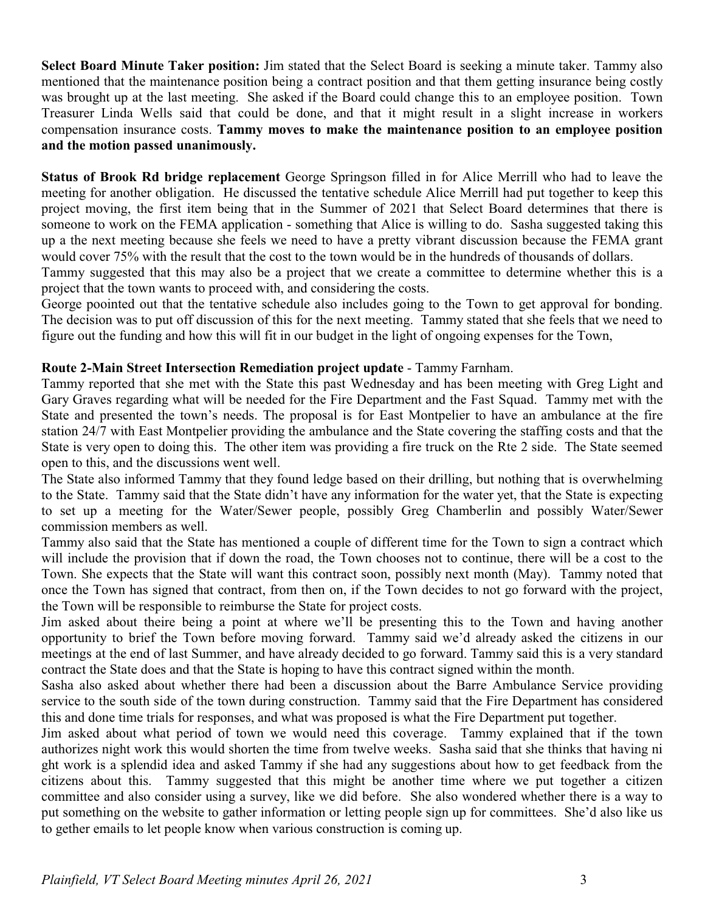**Select Board Minute Taker position:** Jim stated that the Select Board is seeking a minute taker. Tammy also mentioned that the maintenance position being a contract position and that them getting insurance being costly was brought up at the last meeting. She asked if the Board could change this to an employee position. Town Treasurer Linda Wells said that could be done, and that it might result in a slight increase in workers compensation insurance costs. **Tammy moves to make the maintenance position to an employee position and the motion passed unanimously.**

**Status of Brook Rd bridge replacement** George Springson filled in for Alice Merrill who had to leave the meeting for another obligation. He discussed the tentative schedule Alice Merrill had put together to keep this project moving, the first item being that in the Summer of 2021 that Select Board determines that there is someone to work on the FEMA application - something that Alice is willing to do. Sasha suggested taking this up a the next meeting because she feels we need to have a pretty vibrant discussion because the FEMA grant would cover 75% with the result that the cost to the town would be in the hundreds of thousands of dollars.

Tammy suggested that this may also be a project that we create a committee to determine whether this is a project that the town wants to proceed with, and considering the costs.

George poointed out that the tentative schedule also includes going to the Town to get approval for bonding. The decision was to put off discussion of this for the next meeting. Tammy stated that she feels that we need to figure out the funding and how this will fit in our budget in the light of ongoing expenses for the Town,

**Route 2-Main Street Intersection Remediation project update** - Tammy Farnham.

Tammy reported that she met with the State this past Wednesday and has been meeting with Greg Light and Gary Graves regarding what will be needed for the Fire Department and the Fast Squad. Tammy met with the State and presented the town's needs. The proposal is for East Montpelier to have an ambulance at the fire station 24/7 with East Montpelier providing the ambulance and the State covering the staffing costs and that the State is very open to doing this. The other item was providing a fire truck on the Rte 2 side. The State seemed open to this, and the discussions went well.

The State also informed Tammy that they found ledge based on their drilling, but nothing that is overwhelming to the State. Tammy said that the State didn't have any information for the water yet, that the State is expecting to set up a meeting for the Water/Sewer people, possibly Greg Chamberlin and possibly Water/Sewer commission members as well.

Tammy also said that the State has mentioned a couple of different time for the Town to sign a contract which will include the provision that if down the road, the Town chooses not to continue, there will be a cost to the Town. She expects that the State will want this contract soon, possibly next month (May). Tammy noted that once the Town has signed that contract, from then on, if the Town decides to not go forward with the project, the Town will be responsible to reimburse the State for project costs.

Jim asked about theire being a point at where we'll be presenting this to the Town and having another opportunity to brief the Town before moving forward. Tammy said we'd already asked the citizens in our meetings at the end of last Summer, and have already decided to go forward. Tammy said this is a very standard contract the State does and that the State is hoping to have this contract signed within the month.

Sasha also asked about whether there had been a discussion about the Barre Ambulance Service providing service to the south side of the town during construction. Tammy said that the Fire Department has considered this and done time trials for responses, and what was proposed is what the Fire Department put together.

Jim asked about what period of town we would need this coverage. Tammy explained that if the town authorizes night work this would shorten the time from twelve weeks. Sasha said that she thinks that having ni ght work is a splendid idea and asked Tammy if she had any suggestions about how to get feedback from the citizens about this. Tammy suggested that this might be another time where we put together a citizen committee and also consider using a survey, like we did before. She also wondered whether there is a way to put something on the website to gather information or letting people sign up for committees. She'd also like us to gether emails to let people know when various construction is coming up.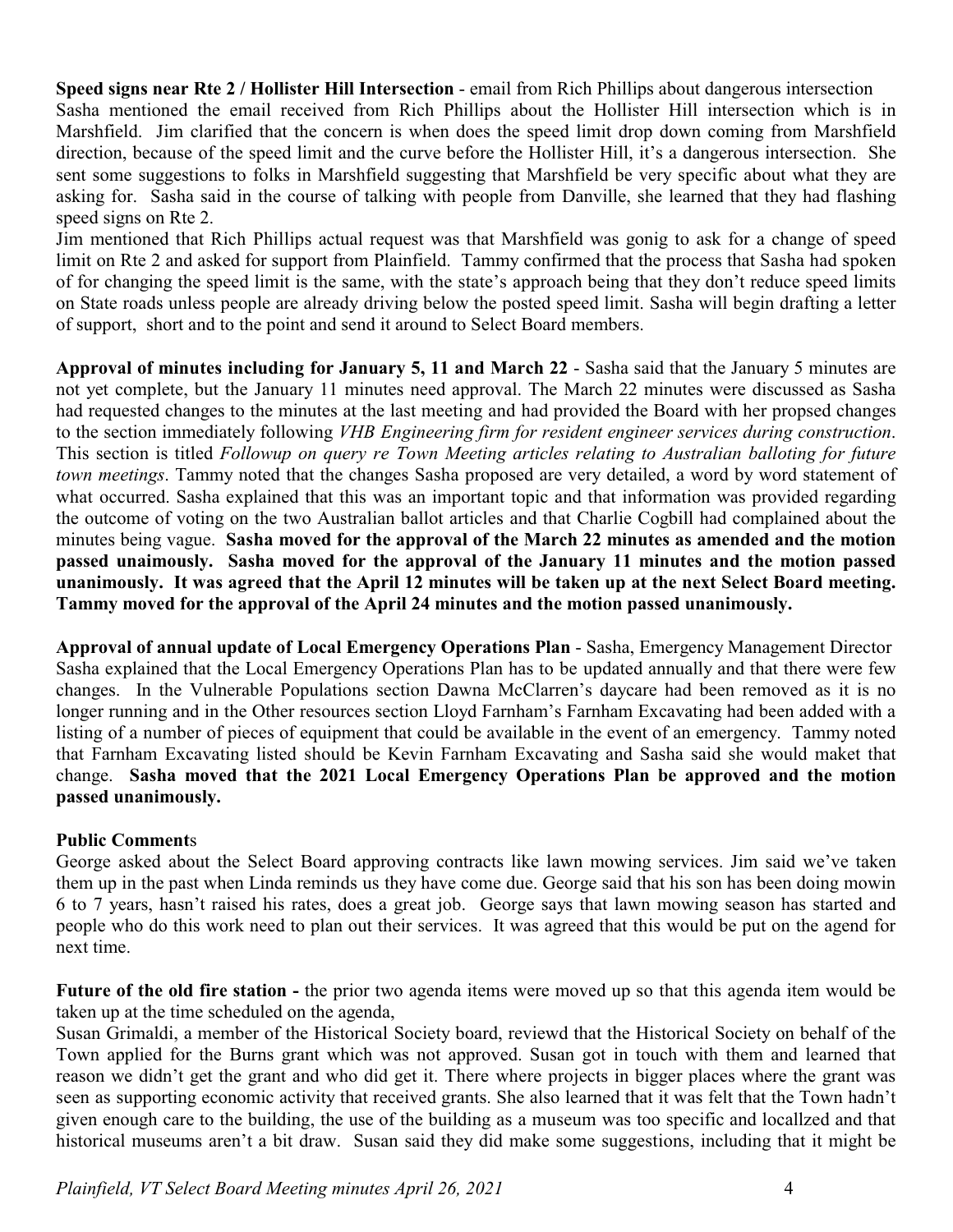**Speed signs near Rte 2 / Hollister Hill Intersection** - email from Rich Phillips about dangerous intersection
Sasha mentioned the email received from Rich Phillips about the Hollister Hill intersection which is in Marshfield. Jim clarified that the concern is when does the speed limit drop down coming from Marshfield direction, because of the speed limit and the curve before the Hollister Hill, it's a dangerous intersection. She sent some suggestions to folks in Marshfield suggesting that Marshfield be very specific about what they are asking for. Sasha said in the course of talking with people from Danville, she learned that they had flashing speed signs on Rte 2.
Jim mentioned that Rich Phillips actual request was that Marshfield was gonig to ask for a change of speed limit on Rte 2 and asked for support from Plainfield. Tammy confirmed that the process that Sasha had spoken of for changing the speed limit is the same, with the state's approach being that they don't reduce speed limits on State roads unless people are already driving below the posted speed limit. Sasha will begin drafting a letter of support, short and to the point and send it around to Select Board members.

**Approval of minutes including for January 5, 11 and March 22** - Sasha said that the January 5 minutes are not yet complete, but the January 11 minutes need approval. The March 22 minutes were discussed as Sasha had requested changes to the minutes at the last meeting and had provided the Board with her propsed changes to the section immediately following *VHB Engineering firm for resident engineer services during construction*. This section is titled *Followup on query re Town Meeting articles relating to Australian balloting for future town meetings*. Tammy noted that the changes Sasha proposed are very detailed, a word by word statement of what occurred. Sasha explained that this was an important topic and that information was provided regarding the outcome of voting on the two Australian ballot articles and that Charlie Cogbill had complained about the minutes being vague. **Sasha moved for the approval of the March 22 minutes as amended and the motion passed unaimously. Sasha moved for the approval of the January 11 minutes and the motion passed unanimously. It was agreed that the April 12 minutes will be taken up at the next Select Board meeting. Tammy moved for the approval of the April 24 minutes and the motion passed unanimously.**

**Approval of annual update of Local Emergency Operations Plan** - Sasha, Emergency Management Director
Sasha explained that the Local Emergency Operations Plan has to be updated annually and that there were few changes. In the Vulnerable Populations section Dawna McClarren's daycare had been removed as it is no longer running and in the Other resources section Lloyd Farnham's Farnham Excavating had been added with a listing of a number of pieces of equipment that could be available in the event of an emergency. Tammy noted that Farnham Excavating listed should be Kevin Farnham Excavating and Sasha said she would maket that change. **Sasha moved that the 2021 Local Emergency Operations Plan be approved and the motion passed unanimously.**

**Public Comment**s
George asked about the Select Board approving contracts like lawn mowing services. Jim said we've taken them up in the past when Linda reminds us they have come due. George said that his son has been doing mowin 6 to 7 years, hasn't raised his rates, does a great job. George says that lawn mowing season has started and people who do this work need to plan out their services. It was agreed that this would be put on the agend for next time.

**Future of the old fire station -** the prior two agenda items were moved up so that this agenda item would be taken up at the time scheduled on the agenda,
Susan Grimaldi, a member of the Historical Society board, reviewd that the Historical Society on behalf of the Town applied for the Burns grant which was not approved. Susan got in touch with them and learned that reason we didn't get the grant and who did get it. There where projects in bigger places where the grant was seen as supporting economic activity that received grants. She also learned that it was felt that the Town hadn't given enough care to the building, the use of the building as a museum was too specific and locallzed and that historical museums aren't a bit draw. Susan said they did make some suggestions, including that it might be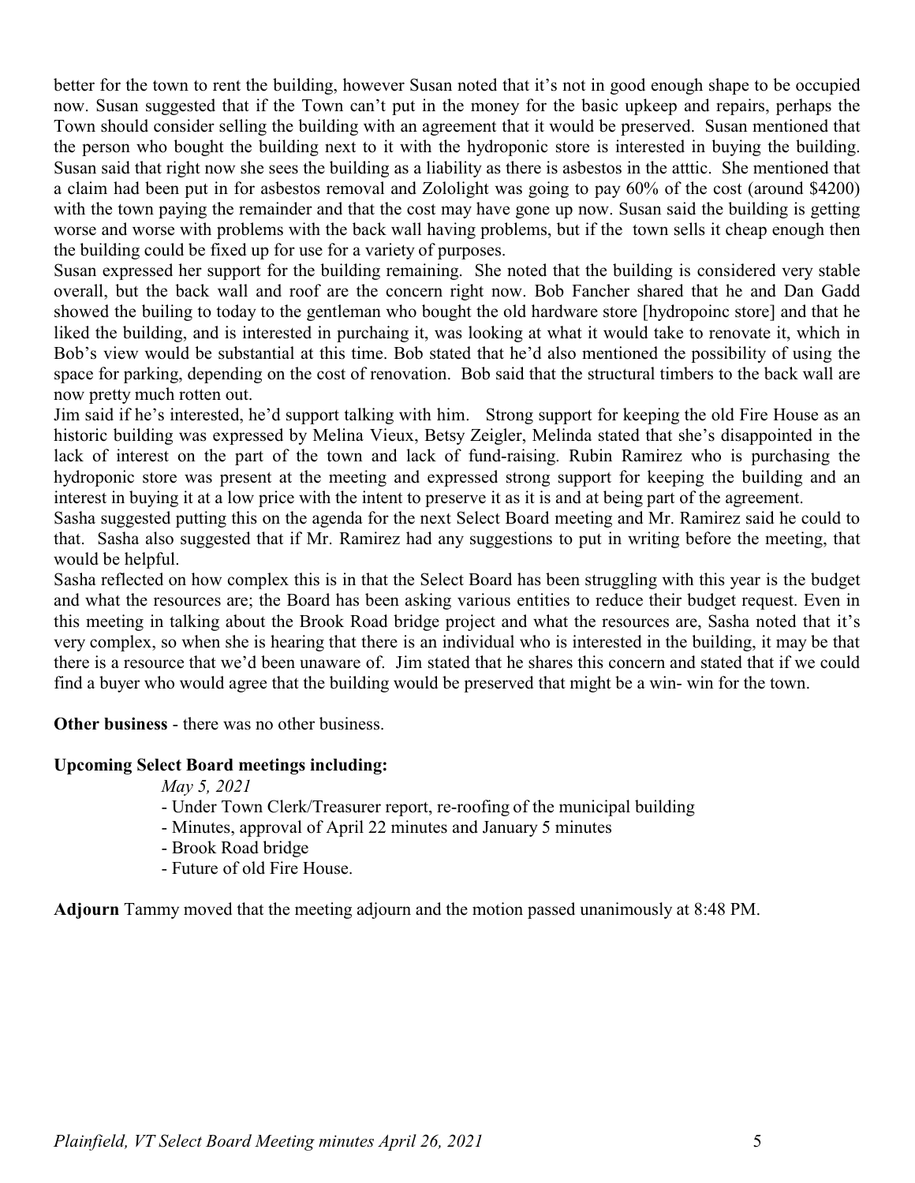better for the town to rent the building, however Susan noted that it's not in good enough shape to be occupied now. Susan suggested that if the Town can't put in the money for the basic upkeep and repairs, perhaps the Town should consider selling the building with an agreement that it would be preserved. Susan mentioned that the person who bought the building next to it with the hydroponic store is interested in buying the building. Susan said that right now she sees the building as a liability as there is asbestos in the atttic. She mentioned that a claim had been put in for asbestos removal and Zololight was going to pay 60% of the cost (around $4200) with the town paying the remainder and that the cost may have gone up now. Susan said the building is getting worse and worse with problems with the back wall having problems, but if the town sells it cheap enough then the building could be fixed up for use for a variety of purposes.

Susan expressed her support for the building remaining. She noted that the building is considered very stable overall, but the back wall and roof are the concern right now. Bob Fancher shared that he and Dan Gadd showed the builing to today to the gentleman who bought the old hardware store [hydropoinc store] and that he liked the building, and is interested in purchaing it, was looking at what it would take to renovate it, which in Bob's view would be substantial at this time. Bob stated that he'd also mentioned the possibility of using the space for parking, depending on the cost of renovation. Bob said that the structural timbers to the back wall are now pretty much rotten out.

Jim said if he's interested, he'd support talking with him. Strong support for keeping the old Fire House as an historic building was expressed by Melina Vieux, Betsy Zeigler, Melinda stated that she's disappointed in the lack of interest on the part of the town and lack of fund-raising. Rubin Ramirez who is purchasing the hydroponic store was present at the meeting and expressed strong support for keeping the building and an interest in buying it at a low price with the intent to preserve it as it is and at being part of the agreement.

Sasha suggested putting this on the agenda for the next Select Board meeting and Mr. Ramirez said he could to that. Sasha also suggested that if Mr. Ramirez had any suggestions to put in writing before the meeting, that would be helpful.

Sasha reflected on how complex this is in that the Select Board has been struggling with this year is the budget and what the resources are; the Board has been asking various entities to reduce their budget request. Even in this meeting in talking about the Brook Road bridge project and what the resources are, Sasha noted that it's very complex, so when she is hearing that there is an individual who is interested in the building, it may be that there is a resource that we'd been unaware of. Jim stated that he shares this concern and stated that if we could find a buyer who would agree that the building would be preserved that might be a win- win for the town.

**Other business** - there was no other business.

**Upcoming Select Board meetings including:**

*May 5, 2021*

- Under Town Clerk/Treasurer report, re-roofing of the municipal building
- Minutes, approval of April 22 minutes and January 5 minutes
- Brook Road bridge
- Future of old Fire House.

**Adjourn** Tammy moved that the meeting adjourn and the motion passed unanimously at 8:48 PM.